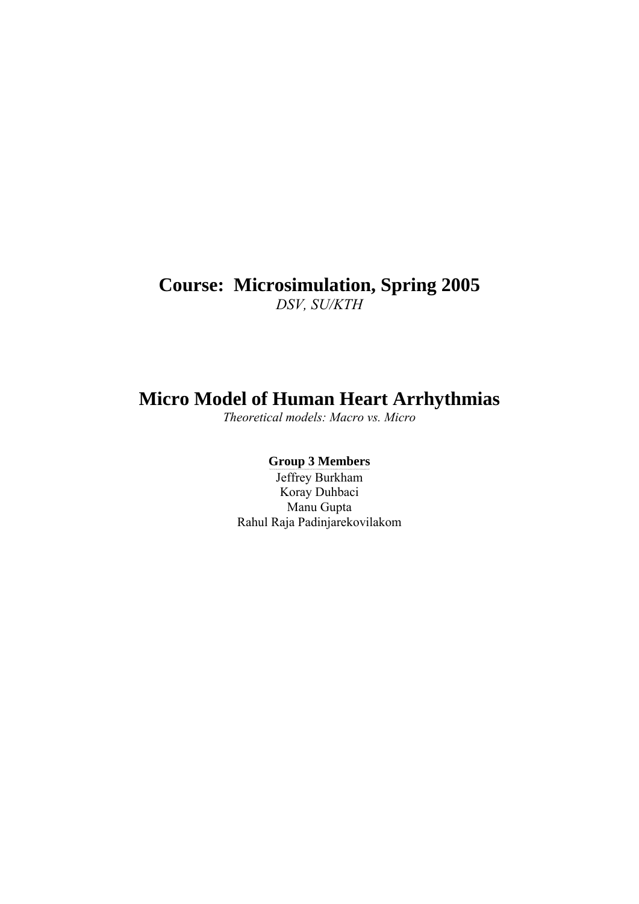# Course: Microsimulation, Spring 2005

*DSV, SU/KTH*

# Micro Model of Human Heart Arrhythmias

*Theoretical models: Macro vs. Micro*

**Group 3 Members**

Jeffrey Burkham
Koray Duhbaci
Manu Gupta
Rahul Raja Padinjarekovilakom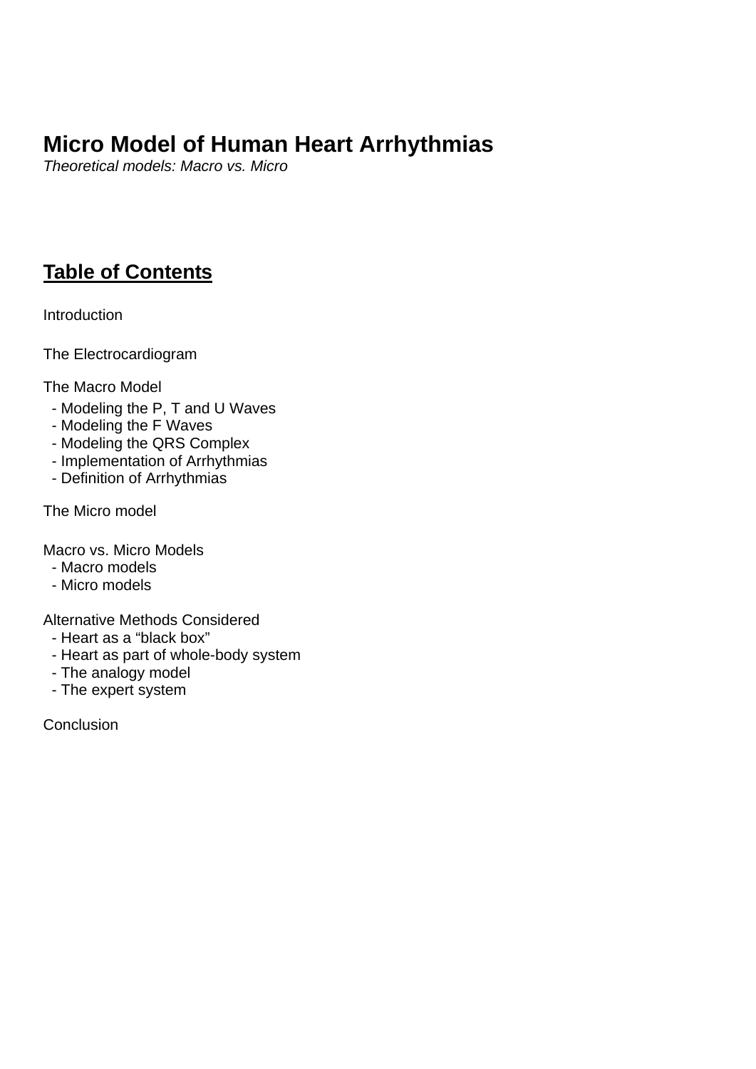# Micro Model of Human Heart Arrhythmias

*Theoretical models: Macro vs. Micro*

## Table of Contents

Introduction

The Electrocardiogram

The Macro Model
- Modeling the P, T and U Waves
- Modeling the F Waves
- Modeling the QRS Complex
- Implementation of Arrhythmias
- Definition of Arrhythmias

The Micro model

Macro vs. Micro Models
- Macro models
- Micro models

Alternative Methods Considered
- Heart as a “black box”
- Heart as part of whole-body system
- The analogy model
- The expert system

Conclusion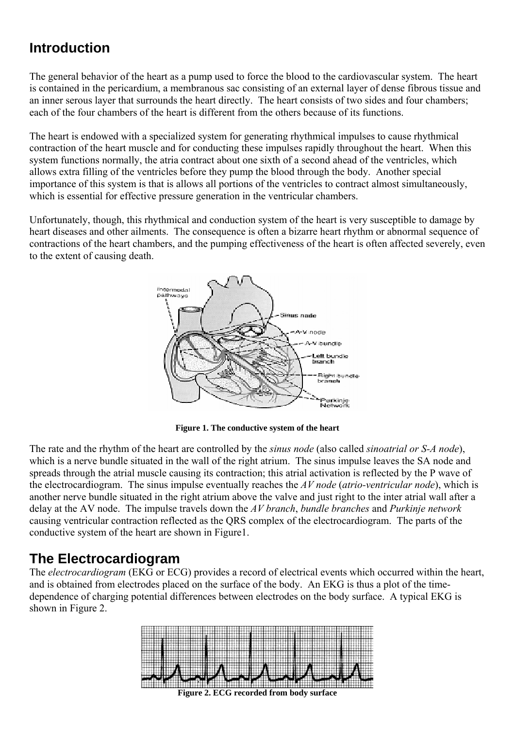## Introduction

The general behavior of the heart as a pump used to force the blood to the cardiovascular system. The heart is contained in the pericardium, a membranous sac consisting of an external layer of dense fibrous tissue and an inner serous layer that surrounds the heart directly. The heart consists of two sides and four chambers; each of the four chambers of the heart is different from the others because of its functions.

The heart is endowed with a specialized system for generating rhythmical impulses to cause rhythmical contraction of the heart muscle and for conducting these impulses rapidly throughout the heart. When this system functions normally, the atria contract about one sixth of a second ahead of the ventricles, which allows extra filling of the ventricles before they pump the blood through the body. Another special importance of this system is that is allows all portions of the ventricles to contract almost simultaneously, which is essential for effective pressure generation in the ventricular chambers.

Unfortunately, though, this rhythmical and conduction system of the heart is very susceptible to damage by heart diseases and other ailments. The consequence is often a bizarre heart rhythm or abnormal sequence of contractions of the heart chambers, and the pumping effectiveness of the heart is often affected severely, even to the extent of causing death.

**Figure 1. The conductive system of the heart**

The rate and the rhythm of the heart are controlled by the *sinus node* (also called *sinoatrial or S-A node*), which is a nerve bundle situated in the wall of the right atrium. The sinus impulse leaves the SA node and spreads through the atrial muscle causing its contraction; this atrial activation is reflected by the P wave of the electrocardiogram. The sinus impulse eventually reaches the *AV node* (*atrio-ventricular node*), which is another nerve bundle situated in the right atrium above the valve and just right to the inter atrial wall after a delay at the AV node. The impulse travels down the *AV branch*, *bundle branches* and *Purkinje network* causing ventricular contraction reflected as the QRS complex of the electrocardiogram. The parts of the conductive system of the heart are shown in Figure1.

## The Electrocardiogram

The *electrocardiogram* (EKG or ECG) provides a record of electrical events which occurred within the heart, and is obtained from electrodes placed on the surface of the body. An EKG is thus a plot of the time-dependence of charging potential differences between electrodes on the body surface. A typical EKG is shown in Figure 2.

**Figure 2. ECG recorded from body surface**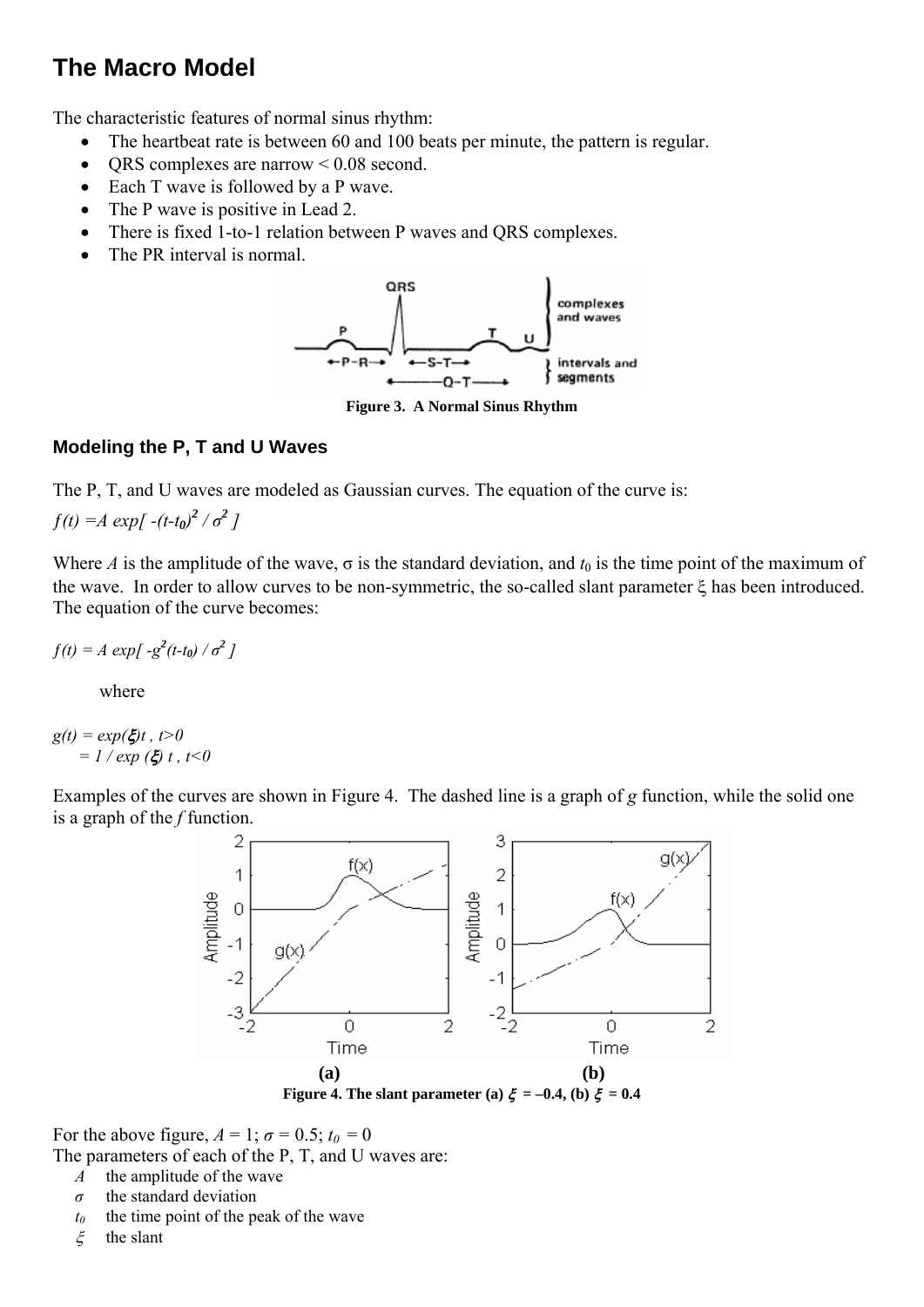# The Macro Model

The characteristic features of normal sinus rhythm:

- The heartbeat rate is between 60 and 100 beats per minute, the pattern is regular.
- QRS complexes are narrow < 0.08 second.
- Each T wave is followed by a P wave.
- The P wave is positive in Lead 2.
- There is fixed 1-to-1 relation between P waves and QRS complexes.
- The PR interval is normal.

**Figure 3. A Normal Sinus Rhythm**

### Modeling the P, T and U Waves

The P, T, and U waves are modeled as Gaussian curves. The equation of the curve is:

$f(t) = A \exp[ -(t-t_0)^2 / \sigma^2 ]$

Where $A$ is the amplitude of the wave, $\sigma$ is the standard deviation, and $t_0$ is the time point of the maximum of the wave. In order to allow curves to be non-symmetric, the so-called slant parameter $\xi$ has been introduced. The equation of the curve becomes:

$f(t) = A \exp[ -g^2(t-t_0) / \sigma^2 ]$

where

$g(t) = \exp(\xi)t$ , $t>0$
$\quad = 1 / \exp(\xi)\, t$ , $t<0$

Examples of the curves are shown in Figure 4. The dashed line is a graph of $g$ function, while the solid one is a graph of the $f$ function.

**(a)** **(b)**

**Figure 4. The slant parameter (a) $\xi$ = –0.4, (b) $\xi$ = 0.4**

For the above figure, $A = 1$; $\sigma = 0.5$; $t_0 = 0$

The parameters of each of the P, T, and U waves are:

- $A$ the amplitude of the wave
- $\sigma$ the standard deviation
- $t_0$ the time point of the peak of the wave
- $\xi$ the slant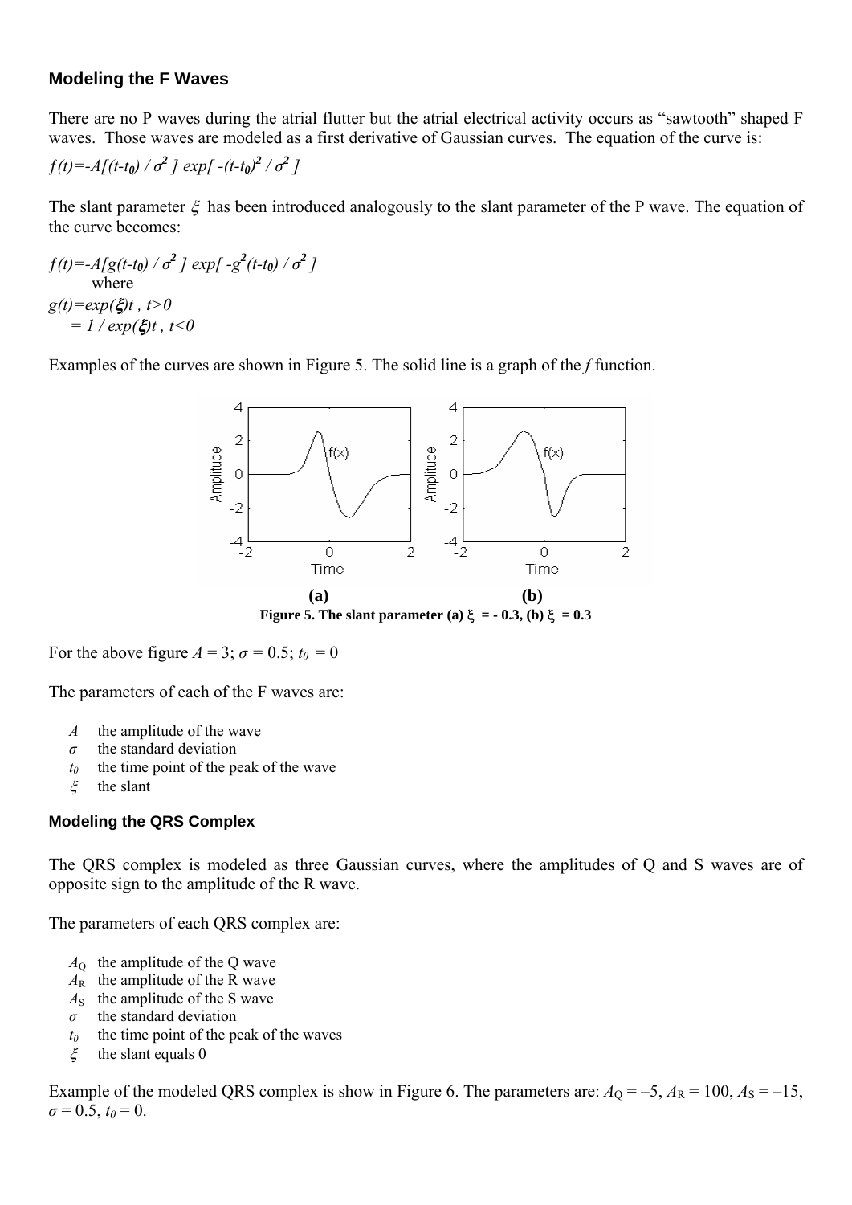### Modeling the F Waves

There are no P waves during the atrial flutter but the atrial electrical activity occurs as "sawtooth" shaped F waves. Those waves are modeled as a first derivative of Gaussian curves. The equation of the curve is:

$$f(t)=-A[(t-t_0) / \sigma^2 ]\ exp[ -(t-t_0)^2 / \sigma^2 ]$$

The slant parameter $\xi$ has been introduced analogously to the slant parameter of the P wave. The equation of the curve becomes:

$$f(t)=-A[g(t-t_0) / \sigma^2 ]\ exp[ -g^2(t-t_0) / \sigma^2 ]$$

where

$$g(t)=exp(\xi)t\ ,\ t>0$$
$$= 1 / exp(\xi)t\ ,\ t<0$$

Examples of the curves are shown in Figure 5. The solid line is a graph of the *f* function.

**(a)** **(b)**

**Figure 5. The slant parameter (a) $\xi$ = - 0.3, (b) $\xi$ = 0.3**

For the above figure $A = 3$; $\sigma = 0.5$; $t_0 = 0$

The parameters of each of the F waves are:

- $A$ the amplitude of the wave
- $\sigma$ the standard deviation
- $t_0$ the time point of the peak of the wave
- $\xi$ the slant

### Modeling the QRS Complex

The QRS complex is modeled as three Gaussian curves, where the amplitudes of Q and S waves are of opposite sign to the amplitude of the R wave.

The parameters of each QRS complex are:

- $A_Q$ the amplitude of the Q wave
- $A_R$ the amplitude of the R wave
- $A_S$ the amplitude of the S wave
- $\sigma$ the standard deviation
- $t_0$ the time point of the peak of the waves
- $\xi$ the slant equals 0

Example of the modeled QRS complex is show in Figure 6. The parameters are: $A_Q = -5$, $A_R = 100$, $A_S = -15$, $\sigma = 0.5$, $t_0 = 0$.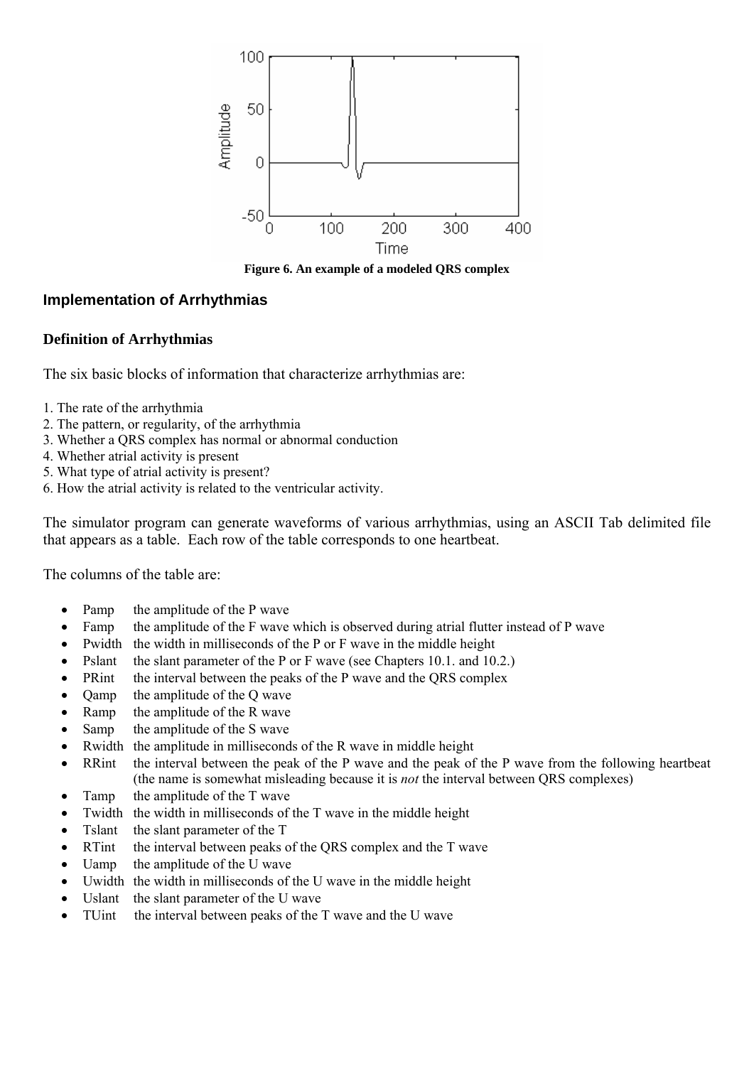**Figure 6. An example of a modeled QRS complex**

## Implementation of Arrhythmias

### Definition of Arrhythmias

The six basic blocks of information that characterize arrhythmias are:

1. The rate of the arrhythmia
2. The pattern, or regularity, of the arrhythmia
3. Whether a QRS complex has normal or abnormal conduction
4. Whether atrial activity is present
5. What type of atrial activity is present?
6. How the atrial activity is related to the ventricular activity.

The simulator program can generate waveforms of various arrhythmias, using an ASCII Tab delimited file that appears as a table. Each row of the table corresponds to one heartbeat.

The columns of the table are:

- Pamp the amplitude of the P wave
- Famp the amplitude of the F wave which is observed during atrial flutter instead of P wave
- Pwidth the width in milliseconds of the P or F wave in the middle height
- Pslant the slant parameter of the P or F wave (see Chapters 10.1. and 10.2.)
- PRint the interval between the peaks of the P wave and the QRS complex
- Qamp the amplitude of the Q wave
- Ramp the amplitude of the R wave
- Samp the amplitude of the S wave
- Rwidth the amplitude in milliseconds of the R wave in middle height
- RRint the interval between the peak of the P wave and the peak of the P wave from the following heartbeat (the name is somewhat misleading because it is *not* the interval between QRS complexes)
- Tamp the amplitude of the T wave
- Twidth the width in milliseconds of the T wave in the middle height
- Tslant the slant parameter of the T
- RTint the interval between peaks of the QRS complex and the T wave
- Uamp the amplitude of the U wave
- Uwidth the width in milliseconds of the U wave in the middle height
- Uslant the slant parameter of the U wave
- TUint the interval between peaks of the T wave and the U wave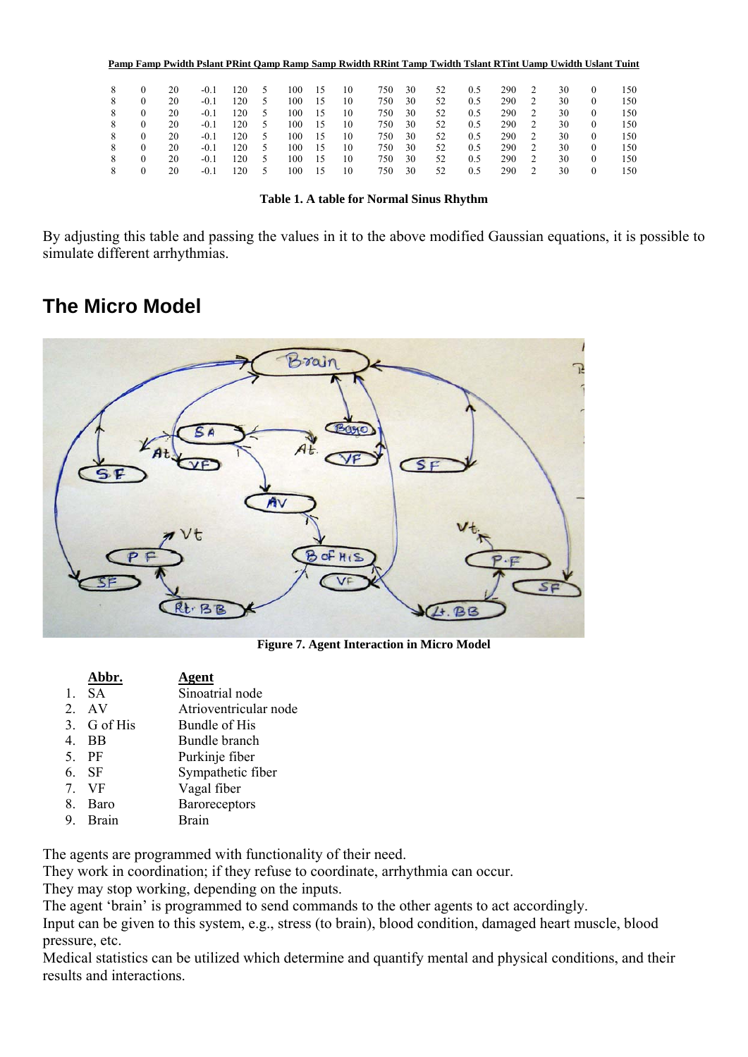| Pamp | Famp | Pwidth | Pslant | PRint | Qamp | Ramp | Samp | Rwidth | RRint | Tamp | Twidth | Tslant | RTint | Uamp | Uwidth | Uslant | Tuint |
|---|---|---|---|---|---|---|---|---|---|---|---|---|---|---|---|---|---|
| 8 | 0 | 20 | -0.1 | 120 | 5 | 100 | 15 | 10 | 750 | 30 | 52 | 0.5 | 290 | 2 | 30 | 0 | 150 |
| 8 | 0 | 20 | -0.1 | 120 | 5 | 100 | 15 | 10 | 750 | 30 | 52 | 0.5 | 290 | 2 | 30 | 0 | 150 |
| 8 | 0 | 20 | -0.1 | 120 | 5 | 100 | 15 | 10 | 750 | 30 | 52 | 0.5 | 290 | 2 | 30 | 0 | 150 |
| 8 | 0 | 20 | -0.1 | 120 | 5 | 100 | 15 | 10 | 750 | 30 | 52 | 0.5 | 290 | 2 | 30 | 0 | 150 |
| 8 | 0 | 20 | -0.1 | 120 | 5 | 100 | 15 | 10 | 750 | 30 | 52 | 0.5 | 290 | 2 | 30 | 0 | 150 |
| 8 | 0 | 20 | -0.1 | 120 | 5 | 100 | 15 | 10 | 750 | 30 | 52 | 0.5 | 290 | 2 | 30 | 0 | 150 |
| 8 | 0 | 20 | -0.1 | 120 | 5 | 100 | 15 | 10 | 750 | 30 | 52 | 0.5 | 290 | 2 | 30 | 0 | 150 |
| 8 | 0 | 20 | -0.1 | 120 | 5 | 100 | 15 | 10 | 750 | 30 | 52 | 0.5 | 290 | 2 | 30 | 0 | 150 |

**Table 1. A table for Normal Sinus Rhythm**

By adjusting this table and passing the values in it to the above modified Gaussian equations, it is possible to simulate different arrhythmias.

## The Micro Model

**Figure 7. Agent Interaction in Micro Model**

| | Abbr. | Agent |
|---|---|---|
| 1. | SA | Sinoatrial node |
| 2. | AV | Atrioventricular node |
| 3. | G of His | Bundle of His |
| 4. | BB | Bundle branch |
| 5. | PF | Purkinje fiber |
| 6. | SF | Sympathetic fiber |
| 7. | VF | Vagal fiber |
| 8. | Baro | Baroreceptors |
| 9. | Brain | Brain |

The agents are programmed with functionality of their need.
They work in coordination; if they refuse to coordinate, arrhythmia can occur.
They may stop working, depending on the inputs.
The agent 'brain' is programmed to send commands to the other agents to act accordingly.
Input can be given to this system, e.g., stress (to brain), blood condition, damaged heart muscle, blood pressure, etc.
Medical statistics can be utilized which determine and quantify mental and physical conditions, and their results and interactions.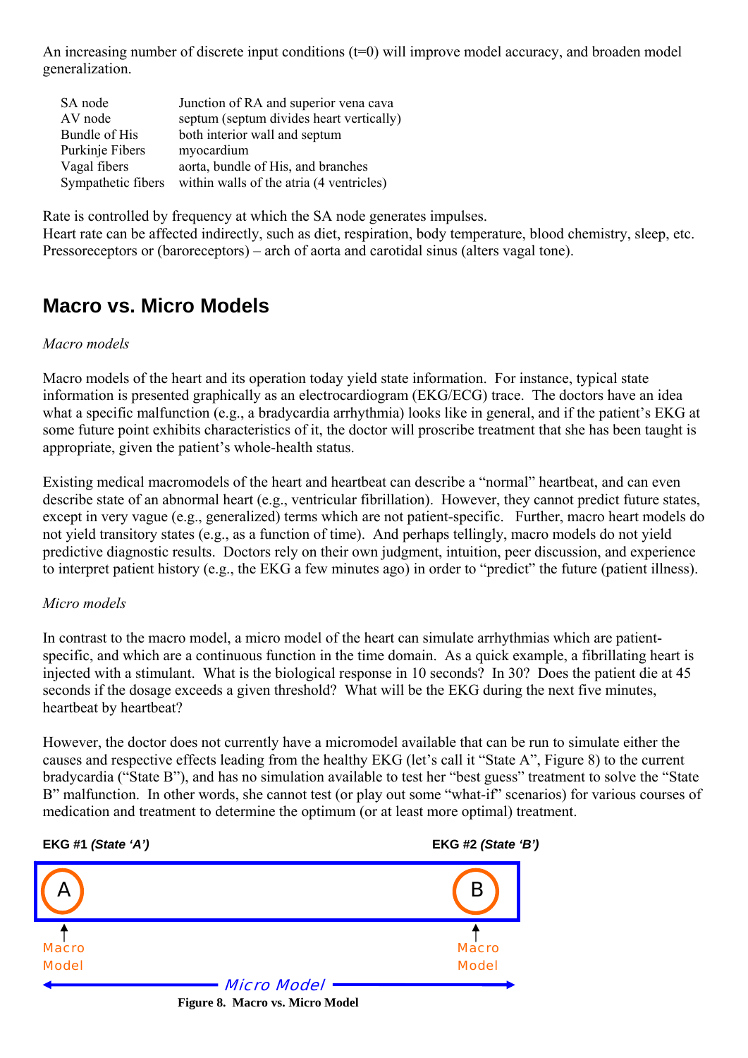An increasing number of discrete input conditions (t=0) will improve model accuracy, and broaden model generalization.

| | |
|---|---|
| SA node | Junction of RA and superior vena cava |
| AV node | septum (septum divides heart vertically) |
| Bundle of His | both interior wall and septum |
| Purkinje Fibers | myocardium |
| Vagal fibers | aorta, bundle of His, and branches |
| Sympathetic fibers | within walls of the atria (4 ventricles) |

Rate is controlled by frequency at which the SA node generates impulses.
Heart rate can be affected indirectly, such as diet, respiration, body temperature, blood chemistry, sleep, etc.
Pressoreceptors or (baroreceptors) – arch of aorta and carotidal sinus (alters vagal tone).

## Macro vs. Micro Models

*Macro models*

Macro models of the heart and its operation today yield state information. For instance, typical state information is presented graphically as an electrocardiogram (EKG/ECG) trace. The doctors have an idea what a specific malfunction (e.g., a bradycardia arrhythmia) looks like in general, and if the patient's EKG at some future point exhibits characteristics of it, the doctor will proscribe treatment that she has been taught is appropriate, given the patient's whole-health status.

Existing medical macromodels of the heart and heartbeat can describe a "normal" heartbeat, and can even describe state of an abnormal heart (e.g., ventricular fibrillation). However, they cannot predict future states, except in very vague (e.g., generalized) terms which are not patient-specific. Further, macro heart models do not yield transitory states (e.g., as a function of time). And perhaps tellingly, macro models do not yield predictive diagnostic results. Doctors rely on their own judgment, intuition, peer discussion, and experience to interpret patient history (e.g., the EKG a few minutes ago) in order to "predict" the future (patient illness).

*Micro models*

In contrast to the macro model, a micro model of the heart can simulate arrhythmias which are patient-specific, and which are a continuous function in the time domain. As a quick example, a fibrillating heart is injected with a stimulant. What is the biological response in 10 seconds? In 30? Does the patient die at 45 seconds if the dosage exceeds a given threshold? What will be the EKG during the next five minutes, heartbeat by heartbeat?

However, the doctor does not currently have a micromodel available that can be run to simulate either the causes and respective effects leading from the healthy EKG (let's call it "State A", Figure 8) to the current bradycardia ("State B"), and has no simulation available to test her "best guess" treatment to solve the "State B" malfunction. In other words, she cannot test (or play out some "what-if" scenarios) for various courses of medication and treatment to determine the optimum (or at least more optimal) treatment.

**EKG #1 *(State 'A')*** **EKG #2 *(State 'B')***

A — Macro Model B — Macro Model

← *Micro Model* →

**Figure 8. Macro vs. Micro Model**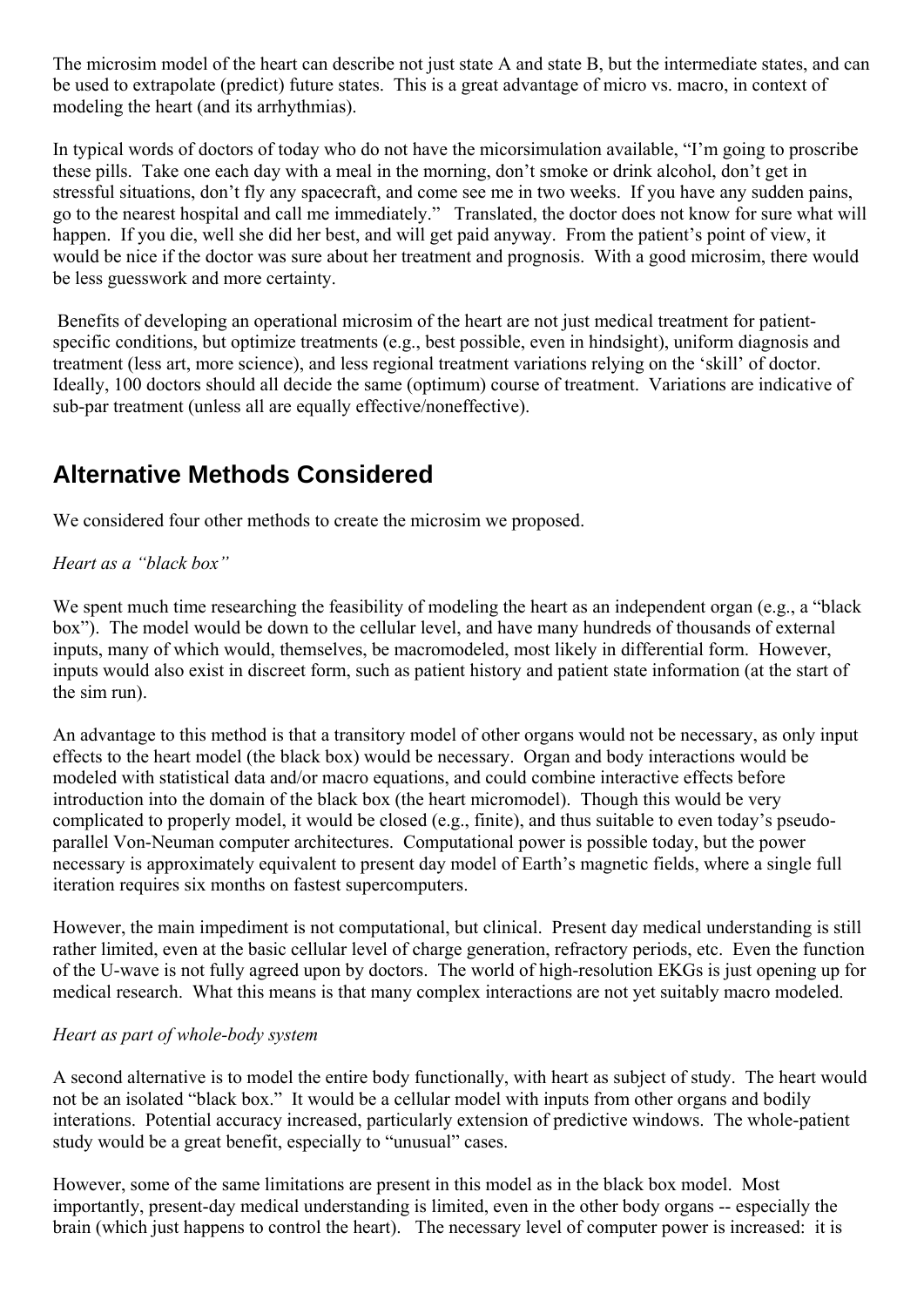The microsim model of the heart can describe not just state A and state B, but the intermediate states, and can be used to extrapolate (predict) future states. This is a great advantage of micro vs. macro, in context of modeling the heart (and its arrhythmias).

In typical words of doctors of today who do not have the micorsimulation available, "I'm going to proscribe these pills. Take one each day with a meal in the morning, don't smoke or drink alcohol, don't get in stressful situations, don't fly any spacecraft, and come see me in two weeks. If you have any sudden pains, go to the nearest hospital and call me immediately." Translated, the doctor does not know for sure what will happen. If you die, well she did her best, and will get paid anyway. From the patient's point of view, it would be nice if the doctor was sure about her treatment and prognosis. With a good microsim, there would be less guesswork and more certainty.

Benefits of developing an operational microsim of the heart are not just medical treatment for patient-specific conditions, but optimize treatments (e.g., best possible, even in hindsight), uniform diagnosis and treatment (less art, more science), and less regional treatment variations relying on the 'skill' of doctor. Ideally, 100 doctors should all decide the same (optimum) course of treatment. Variations are indicative of sub-par treatment (unless all are equally effective/noneffective).

## Alternative Methods Considered

We considered four other methods to create the microsim we proposed.

*Heart as a "black box"*

We spent much time researching the feasibility of modeling the heart as an independent organ (e.g., a "black box"). The model would be down to the cellular level, and have many hundreds of thousands of external inputs, many of which would, themselves, be macromodeled, most likely in differential form. However, inputs would also exist in discreet form, such as patient history and patient state information (at the start of the sim run).

An advantage to this method is that a transitory model of other organs would not be necessary, as only input effects to the heart model (the black box) would be necessary. Organ and body interactions would be modeled with statistical data and/or macro equations, and could combine interactive effects before introduction into the domain of the black box (the heart micromodel). Though this would be very complicated to properly model, it would be closed (e.g., finite), and thus suitable to even today's pseudo-parallel Von-Neuman computer architectures. Computational power is possible today, but the power necessary is approximately equivalent to present day model of Earth's magnetic fields, where a single full iteration requires six months on fastest supercomputers.

However, the main impediment is not computational, but clinical. Present day medical understanding is still rather limited, even at the basic cellular level of charge generation, refractory periods, etc. Even the function of the U-wave is not fully agreed upon by doctors. The world of high-resolution EKGs is just opening up for medical research. What this means is that many complex interactions are not yet suitably macro modeled.

*Heart as part of whole-body system*

A second alternative is to model the entire body functionally, with heart as subject of study. The heart would not be an isolated "black box." It would be a cellular model with inputs from other organs and bodily interations. Potential accuracy increased, particularly extension of predictive windows. The whole-patient study would be a great benefit, especially to "unusual" cases.

However, some of the same limitations are present in this model as in the black box model. Most importantly, present-day medical understanding is limited, even in the other body organs -- especially the brain (which just happens to control the heart). The necessary level of computer power is increased: it is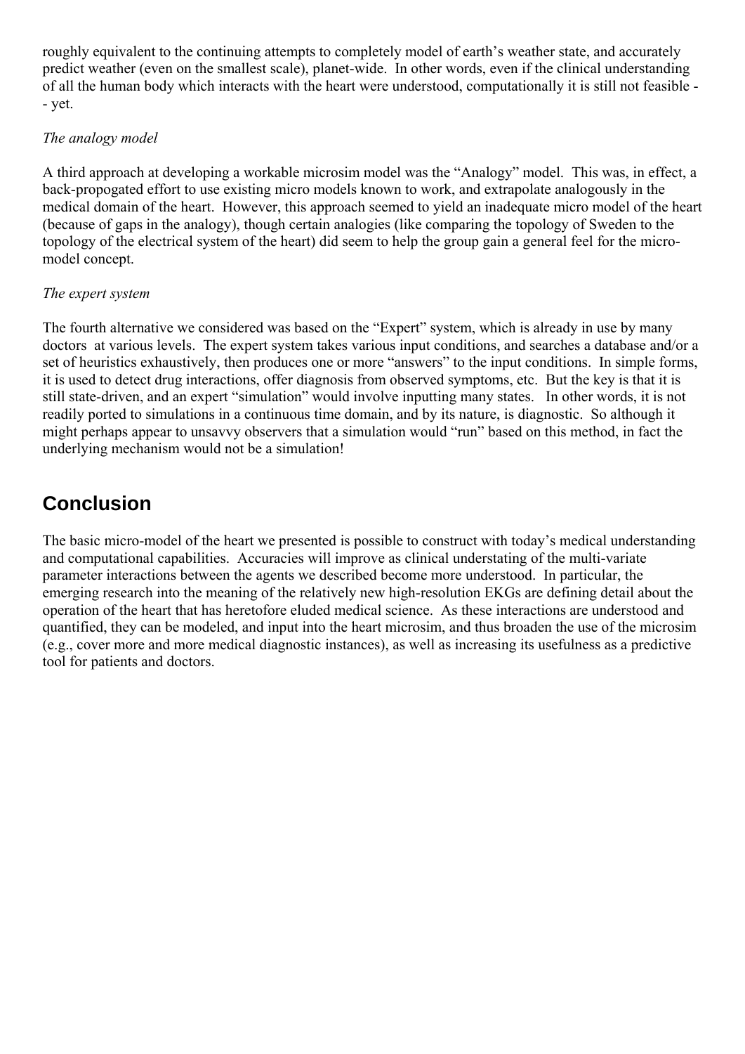roughly equivalent to the continuing attempts to completely model of earth's weather state, and accurately predict weather (even on the smallest scale), planet-wide. In other words, even if the clinical understanding of all the human body which interacts with the heart were understood, computationally it is still not feasible -- yet.

*The analogy model*

A third approach at developing a workable microsim model was the "Analogy" model. This was, in effect, a back-propogated effort to use existing micro models known to work, and extrapolate analogously in the medical domain of the heart. However, this approach seemed to yield an inadequate micro model of the heart (because of gaps in the analogy), though certain analogies (like comparing the topology of Sweden to the topology of the electrical system of the heart) did seem to help the group gain a general feel for the micro-model concept.

*The expert system*

The fourth alternative we considered was based on the "Expert" system, which is already in use by many doctors at various levels. The expert system takes various input conditions, and searches a database and/or a set of heuristics exhaustively, then produces one or more "answers" to the input conditions. In simple forms, it is used to detect drug interactions, offer diagnosis from observed symptoms, etc. But the key is that it is still state-driven, and an expert "simulation" would involve inputting many states. In other words, it is not readily ported to simulations in a continuous time domain, and by its nature, is diagnostic. So although it might perhaps appear to unsavvy observers that a simulation would "run" based on this method, in fact the underlying mechanism would not be a simulation!

## Conclusion

The basic micro-model of the heart we presented is possible to construct with today's medical understanding and computational capabilities. Accuracies will improve as clinical understating of the multi-variate parameter interactions between the agents we described become more understood. In particular, the emerging research into the meaning of the relatively new high-resolution EKGs are defining detail about the operation of the heart that has heretofore eluded medical science. As these interactions are understood and quantified, they can be modeled, and input into the heart microsim, and thus broaden the use of the microsim (e.g., cover more and more medical diagnostic instances), as well as increasing its usefulness as a predictive tool for patients and doctors.